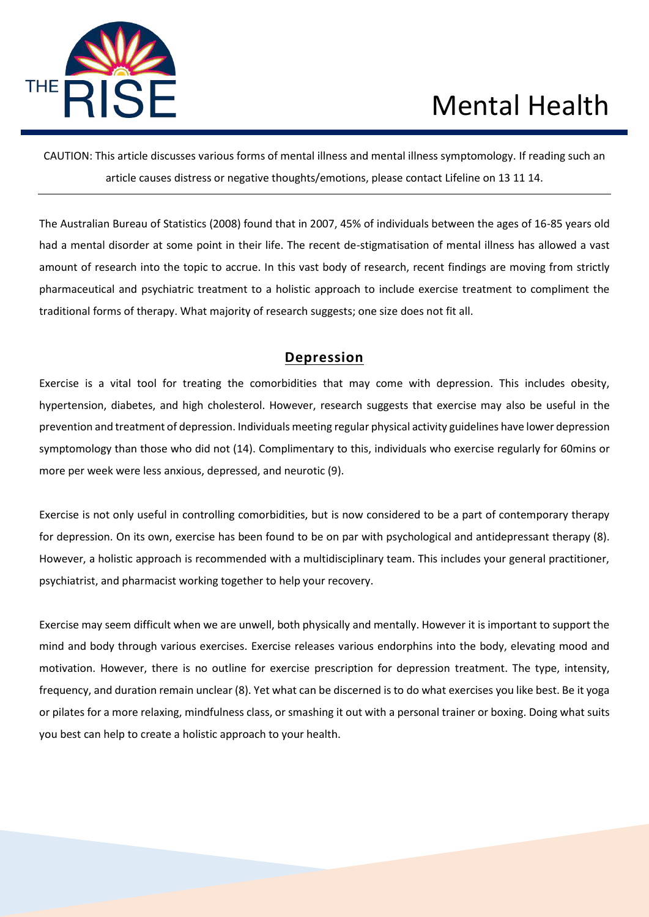# Mental Health

CAUTION: This article discusses various forms of mental illness and mental illness symptomology. If reading such an article causes distress or negative thoughts/emotions, please contact Lifeline on 13 11 14.

---

The Australian Bureau of Statistics (2008) found that in 2007, 45% of individuals between the ages of 16-85 years old had a mental disorder at some point in their life. The recent de-stigmatisation of mental illness has allowed a vast amount of research into the topic to accrue. In this vast body of research, recent findings are moving from strictly pharmaceutical and psychiatric treatment to a holistic approach to include exercise treatment to compliment the traditional forms of therapy. What majority of research suggests; one size does not fit all.

## Depression

Exercise is a vital tool for treating the comorbidities that may come with depression. This includes obesity, hypertension, diabetes, and high cholesterol. However, research suggests that exercise may also be useful in the prevention and treatment of depression. Individuals meeting regular physical activity guidelines have lower depression symptomology than those who did not (14). Complimentary to this, individuals who exercise regularly for 60mins or more per week were less anxious, depressed, and neurotic (9).

Exercise is not only useful in controlling comorbidities, but is now considered to be a part of contemporary therapy for depression. On its own, exercise has been found to be on par with psychological and antidepressant therapy (8). However, a holistic approach is recommended with a multidisciplinary team. This includes your general practitioner, psychiatrist, and pharmacist working together to help your recovery.

Exercise may seem difficult when we are unwell, both physically and mentally. However it is important to support the mind and body through various exercises. Exercise releases various endorphins into the body, elevating mood and motivation. However, there is no outline for exercise prescription for depression treatment. The type, intensity, frequency, and duration remain unclear (8). Yet what can be discerned is to do what exercises you like best. Be it yoga or pilates for a more relaxing, mindfulness class, or smashing it out with a personal trainer or boxing. Doing what suits you best can help to create a holistic approach to your health.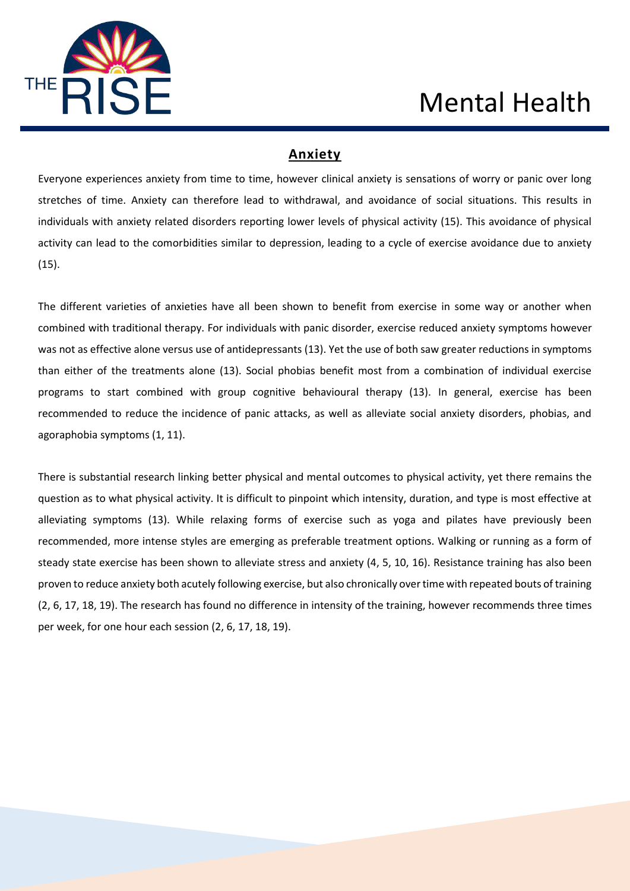## Anxiety

Everyone experiences anxiety from time to time, however clinical anxiety is sensations of worry or panic over long stretches of time. Anxiety can therefore lead to withdrawal, and avoidance of social situations. This results in individuals with anxiety related disorders reporting lower levels of physical activity (15). This avoidance of physical activity can lead to the comorbidities similar to depression, leading to a cycle of exercise avoidance due to anxiety (15).

The different varieties of anxieties have all been shown to benefit from exercise in some way or another when combined with traditional therapy. For individuals with panic disorder, exercise reduced anxiety symptoms however was not as effective alone versus use of antidepressants (13). Yet the use of both saw greater reductions in symptoms than either of the treatments alone (13). Social phobias benefit most from a combination of individual exercise programs to start combined with group cognitive behavioural therapy (13). In general, exercise has been recommended to reduce the incidence of panic attacks, as well as alleviate social anxiety disorders, phobias, and agoraphobia symptoms (1, 11).

There is substantial research linking better physical and mental outcomes to physical activity, yet there remains the question as to what physical activity. It is difficult to pinpoint which intensity, duration, and type is most effective at alleviating symptoms (13). While relaxing forms of exercise such as yoga and pilates have previously been recommended, more intense styles are emerging as preferable treatment options. Walking or running as a form of steady state exercise has been shown to alleviate stress and anxiety (4, 5, 10, 16). Resistance training has also been proven to reduce anxiety both acutely following exercise, but also chronically over time with repeated bouts of training (2, 6, 17, 18, 19). The research has found no difference in intensity of the training, however recommends three times per week, for one hour each session (2, 6, 17, 18, 19).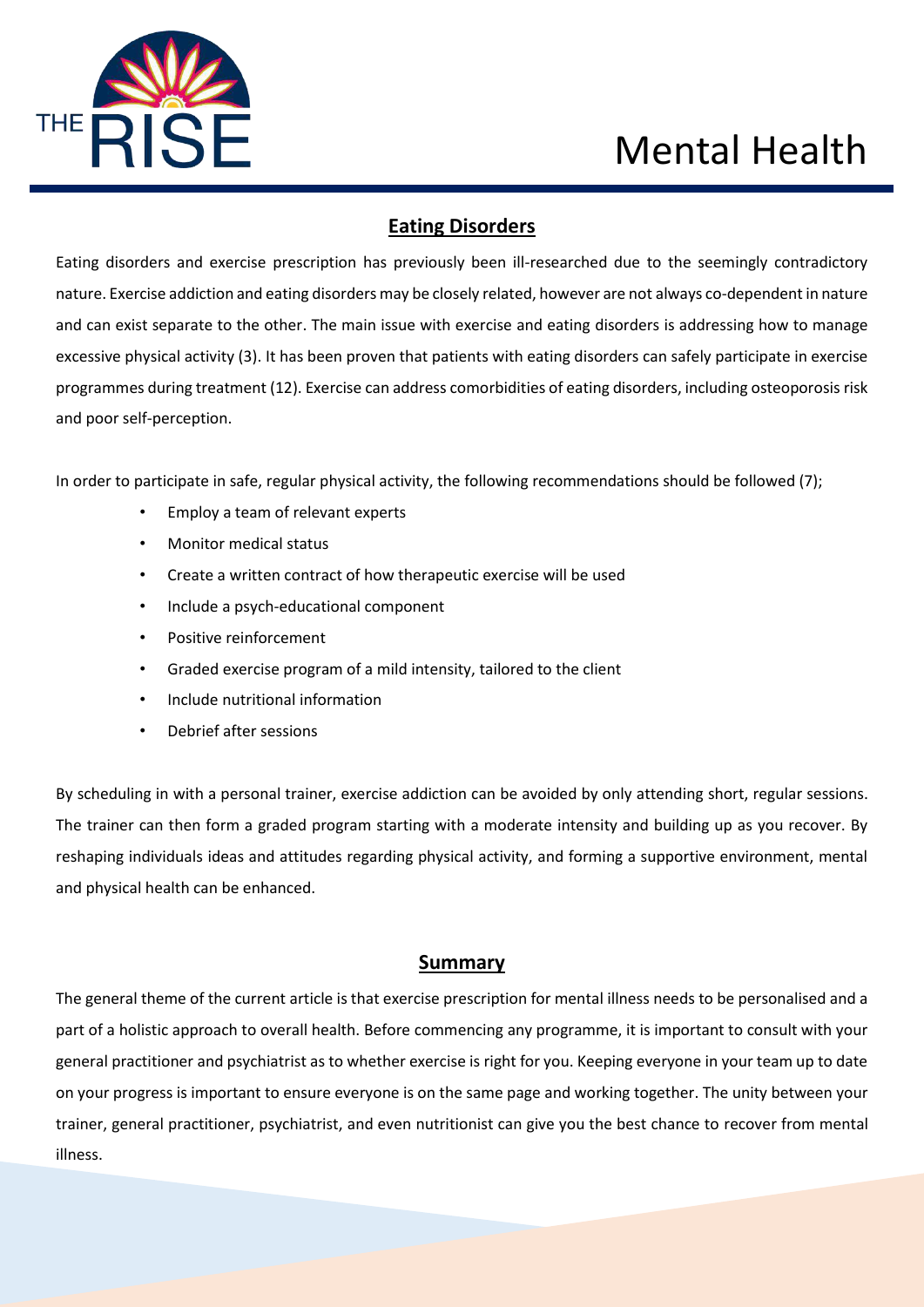## Eating Disorders

Eating disorders and exercise prescription has previously been ill-researched due to the seemingly contradictory nature. Exercise addiction and eating disorders may be closely related, however are not always co-dependent in nature and can exist separate to the other. The main issue with exercise and eating disorders is addressing how to manage excessive physical activity (3). It has been proven that patients with eating disorders can safely participate in exercise programmes during treatment (12). Exercise can address comorbidities of eating disorders, including osteoporosis risk and poor self-perception.

In order to participate in safe, regular physical activity, the following recommendations should be followed (7);

- Employ a team of relevant experts
- Monitor medical status
- Create a written contract of how therapeutic exercise will be used
- Include a psych-educational component
- Positive reinforcement
- Graded exercise program of a mild intensity, tailored to the client
- Include nutritional information
- Debrief after sessions

By scheduling in with a personal trainer, exercise addiction can be avoided by only attending short, regular sessions. The trainer can then form a graded program starting with a moderate intensity and building up as you recover. By reshaping individuals ideas and attitudes regarding physical activity, and forming a supportive environment, mental and physical health can be enhanced.

## Summary

The general theme of the current article is that exercise prescription for mental illness needs to be personalised and a part of a holistic approach to overall health. Before commencing any programme, it is important to consult with your general practitioner and psychiatrist as to whether exercise is right for you. Keeping everyone in your team up to date on your progress is important to ensure everyone is on the same page and working together. The unity between your trainer, general practitioner, psychiatrist, and even nutritionist can give you the best chance to recover from mental illness.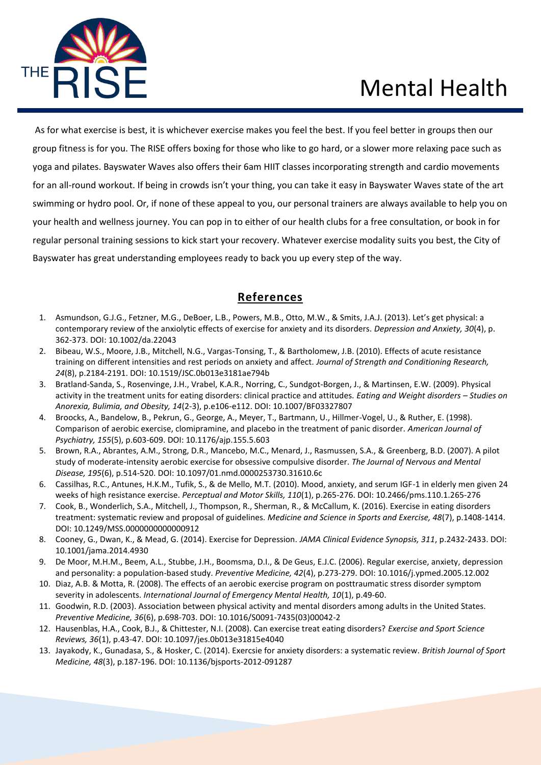As for what exercise is best, it is whichever exercise makes you feel the best. If you feel better in groups then our group fitness is for you. The RISE offers boxing for those who like to go hard, or a slower more relaxing pace such as yoga and pilates. Bayswater Waves also offers their 6am HIIT classes incorporating strength and cardio movements for an all-round workout. If being in crowds isn't your thing, you can take it easy in Bayswater Waves state of the art swimming or hydro pool. Or, if none of these appeal to you, our personal trainers are always available to help you on your health and wellness journey. You can pop in to either of our health clubs for a free consultation, or book in for regular personal training sessions to kick start your recovery. Whatever exercise modality suits you best, the City of Bayswater has great understanding employees ready to back you up every step of the way.

## References

1. Asmundson, G.J.G., Fetzner, M.G., DeBoer, L.B., Powers, M.B., Otto, M.W., & Smits, J.A.J. (2013). Let's get physical: a contemporary review of the anxiolytic effects of exercise for anxiety and its disorders. *Depression and Anxiety, 30*(4), p. 362-373. DOI: 10.1002/da.22043
2. Bibeau, W.S., Moore, J.B., Mitchell, N.G., Vargas-Tonsing, T., & Bartholomew, J.B. (2010). Effects of acute resistance training on different intensities and rest periods on anxiety and affect. *Journal of Strength and Conditioning Research, 24*(8), p.2184-2191. DOI: 10.1519/JSC.0b013e3181ae794b
3. Bratland-Sanda, S., Rosenvinge, J.H., Vrabel, K.A.R., Norring, C., Sundgot-Borgen, J., & Martinsen, E.W. (2009). Physical activity in the treatment units for eating disorders: clinical practice and attitudes. *Eating and Weight disorders – Studies on Anorexia, Bulimia, and Obesity, 14*(2-3), p.e106-e112. DOI: 10.1007/BF03327807
4. Broocks, A., Bandelow, B., Pekrun, G., George, A., Meyer, T., Bartmann, U., Hillmer-Vogel, U., & Ruther, E. (1998). Comparison of aerobic exercise, clomipramine, and placebo in the treatment of panic disorder. *American Journal of Psychiatry, 155*(5), p.603-609. DOI: 10.1176/ajp.155.5.603
5. Brown, R.A., Abrantes, A.M., Strong, D.R., Mancebo, M.C., Menard, J., Rasmussen, S.A., & Greenberg, B.D. (2007). A pilot study of moderate-intensity aerobic exercise for obsessive compulsive disorder. *The Journal of Nervous and Mental Disease, 195*(6), p.514-520. DOI: 10.1097/01.nmd.0000253730.31610.6c
6. Cassilhas, R.C., Antunes, H.K.M., Tufik, S., & de Mello, M.T. (2010). Mood, anxiety, and serum IGF-1 in elderly men given 24 weeks of high resistance exercise. *Perceptual and Motor Skills, 110*(1), p.265-276. DOI: 10.2466/pms.110.1.265-276
7. Cook, B., Wonderlich, S.A., Mitchell, J., Thompson, R., Sherman, R., & McCallum, K. (2016). Exercise in eating disorders treatment: systematic review and proposal of guidelines. *Medicine and Science in Sports and Exercise, 48*(7), p.1408-1414. DOI: 10.1249/MSS.0000000000000912
8. Cooney, G., Dwan, K., & Mead, G. (2014). Exercise for Depression. *JAMA Clinical Evidence Synopsis, 311*, p.2432-2433. DOI: 10.1001/jama.2014.4930
9. De Moor, M.H.M., Beem, A.L., Stubbe, J.H., Boomsma, D.I., & De Geus, E.J.C. (2006). Regular exercise, anxiety, depression and personality: a population-based study. *Preventive Medicine, 42*(4), p.273-279. DOI: 10.1016/j.ypmed.2005.12.002
10. Diaz, A.B. & Motta, R. (2008). The effects of an aerobic exercise program on posttraumatic stress disorder symptom severity in adolescents. *International Journal of Emergency Mental Health, 10*(1), p.49-60.
11. Goodwin, R.D. (2003). Association between physical activity and mental disorders among adults in the United States. *Preventive Medicine, 36*(6), p.698-703. DOI: 10.1016/S0091-7435(03)00042-2
12. Hausenblas, H.A., Cook, B.J., & Chittester, N.I. (2008). Can exercise treat eating disorders? *Exercise and Sport Science Reviews, 36*(1), p.43-47. DOI: 10.1097/jes.0b013e31815e4040
13. Jayakody, K., Gunadasa, S., & Hosker, C. (2014). Exercsie for anxiety disorders: a systematic review. *British Journal of Sport Medicine, 48*(3), p.187-196. DOI: 10.1136/bjsports-2012-091287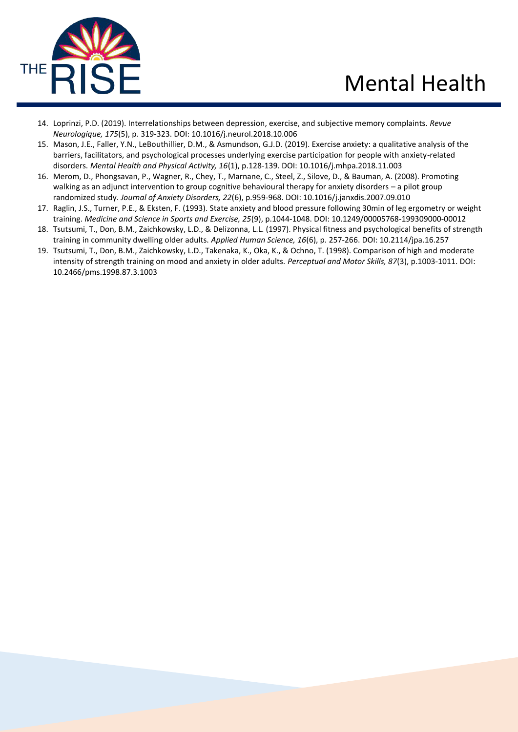14. Loprinzi, P.D. (2019). Interrelationships between depression, exercise, and subjective memory complaints. *Revue Neurologique, 175*(5), p. 319-323. DOI: 10.1016/j.neurol.2018.10.006
15. Mason, J.E., Faller, Y.N., LeBouthillier, D.M., & Asmundson, G.J.D. (2019). Exercise anxiety: a qualitative analysis of the barriers, facilitators, and psychological processes underlying exercise participation for people with anxiety-related disorders. *Mental Health and Physical Activity, 16*(1), p.128-139. DOI: 10.1016/j.mhpa.2018.11.003
16. Merom, D., Phongsavan, P., Wagner, R., Chey, T., Marnane, C., Steel, Z., Silove, D., & Bauman, A. (2008). Promoting walking as an adjunct intervention to group cognitive behavioural therapy for anxiety disorders – a pilot group randomized study. *Journal of Anxiety Disorders, 22*(6), p.959-968. DOI: 10.1016/j.janxdis.2007.09.010
17. Raglin, J.S., Turner, P.E., & Eksten, F. (1993). State anxiety and blood pressure following 30min of leg ergometry or weight training. *Medicine and Science in Sports and Exercise, 25*(9), p.1044-1048. DOI: 10.1249/00005768-199309000-00012
18. Tsutsumi, T., Don, B.M., Zaichkowsky, L.D., & Delizonna, L.L. (1997). Physical fitness and psychological benefits of strength training in community dwelling older adults. *Applied Human Science, 16*(6), p. 257-266. DOI: 10.2114/jpa.16.257
19. Tsutsumi, T., Don, B.M., Zaichkowsky, L.D., Takenaka, K., Oka, K., & Ochno, T. (1998). Comparison of high and moderate intensity of strength training on mood and anxiety in older adults. *Perceptual and Motor Skills, 87*(3), p.1003-1011. DOI: 10.2466/pms.1998.87.3.1003